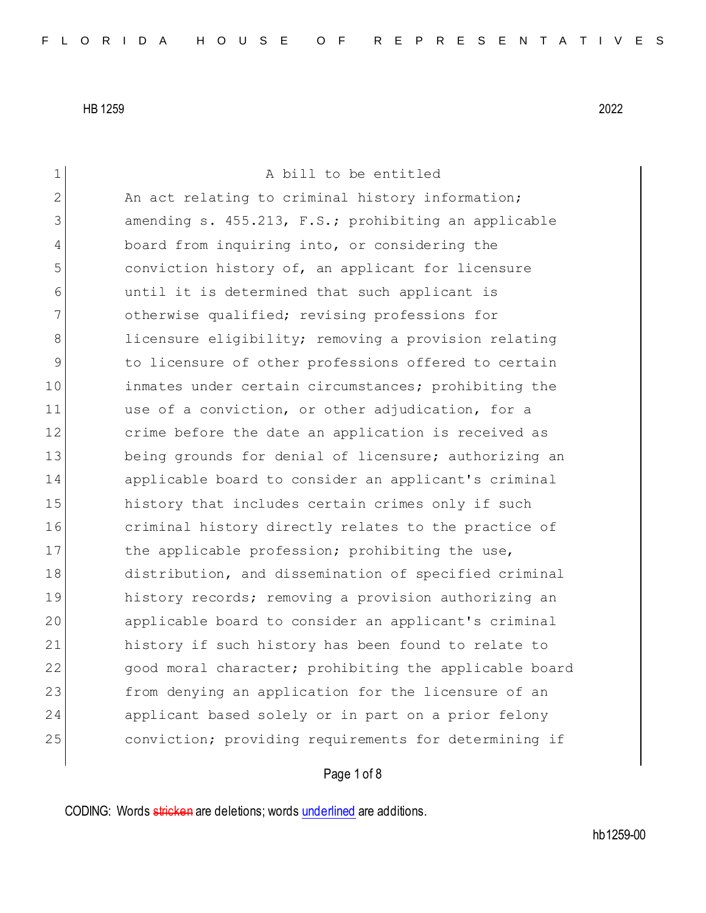HB 1259 2022

A bill to be entitled

An act relating to criminal history information; amending s. 455.213, F.S.; prohibiting an applicable board from inquiring into, or considering the conviction history of, an applicant for licensure until it is determined that such applicant is otherwise qualified; revising professions for licensure eligibility; removing a provision relating to licensure of other professions offered to certain inmates under certain circumstances; prohibiting the use of a conviction, or other adjudication, for a crime before the date an application is received as being grounds for denial of licensure; authorizing an applicable board to consider an applicant's criminal history that includes certain crimes only if such criminal history directly relates to the practice of the applicable profession; prohibiting the use, distribution, and dissemination of specified criminal history records; removing a provision authorizing an applicable board to consider an applicant's criminal history if such history has been found to relate to good moral character; prohibiting the applicable board from denying an application for the licensure of an applicant based solely or in part on a prior felony conviction; providing requirements for determining if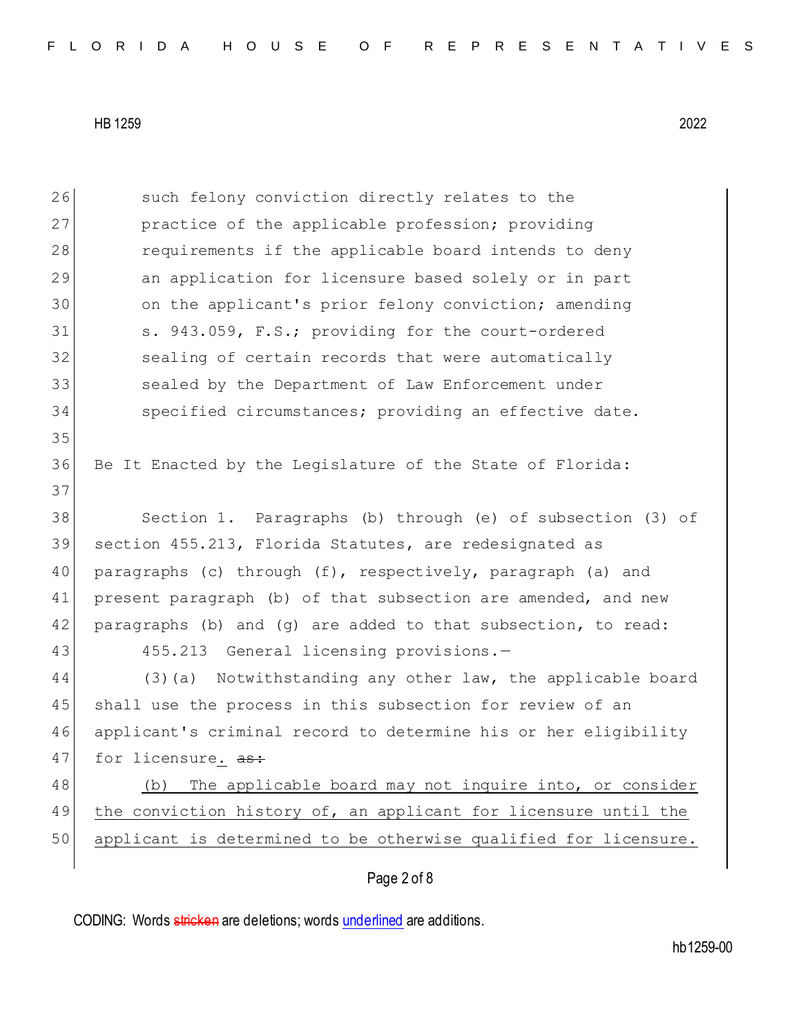such felony conviction directly relates to the practice of the applicable profession; providing requirements if the applicable board intends to deny an application for licensure based solely or in part on the applicant's prior felony conviction; amending s. 943.059, F.S.; providing for the court-ordered sealing of certain records that were automatically sealed by the Department of Law Enforcement under specified circumstances; providing an effective date.

Be It Enacted by the Legislature of the State of Florida:

Section 1. Paragraphs (b) through (e) of subsection (3) of section 455.213, Florida Statutes, are redesignated as paragraphs (c) through (f), respectively, paragraph (a) and present paragraph (b) of that subsection are amended, and new paragraphs (b) and (g) are added to that subsection, to read:

455.213 General licensing provisions.—

(3)(a) Notwithstanding any other law, the applicable board shall use the process in this subsection for review of an applicant's criminal record to determine his or her eligibility for licensure. ~~as:~~

(b) The applicable board may not inquire into, or consider the conviction history of, an applicant for licensure until the applicant is determined to be otherwise qualified for licensure.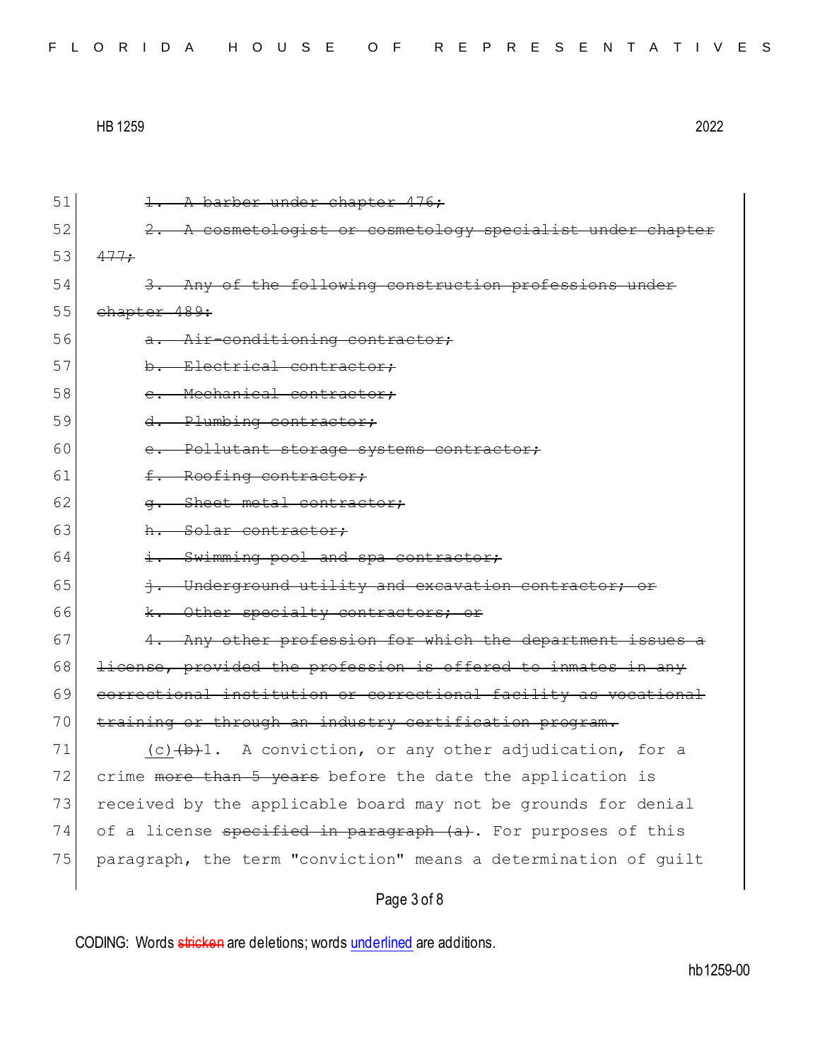51 ~~1. A barber under chapter 476;~~

52 ~~2. A cosmetologist or cosmetology specialist under chapter~~

53 ~~477;~~

54 ~~3. Any of the following construction professions under~~

55 ~~chapter 489:~~

56 ~~a. Air-conditioning contractor;~~

57 ~~b. Electrical contractor;~~

58 ~~c. Mechanical contractor;~~

59 ~~d. Plumbing contractor;~~

60 ~~e. Pollutant storage systems contractor;~~

61 ~~f. Roofing contractor;~~

62 ~~g. Sheet metal contractor;~~

63 ~~h. Solar contractor;~~

64 ~~i. Swimming pool and spa contractor;~~

65 ~~j. Underground utility and excavation contractor; or~~

66 ~~k. Other specialty contractors; or~~

67 ~~4. Any other profession for which the department issues a~~

68 ~~license, provided the profession is offered to inmates in any~~

69 ~~correctional institution or correctional facility as vocational~~

70 ~~training or through an industry certification program.~~

71 <u>(c)</u>~~(b)~~1. A conviction, or any other adjudication, for a

72 crime ~~more than 5 years~~ before the date the application is

73 received by the applicable board may not be grounds for denial

74 of a license ~~specified in paragraph (a)~~. For purposes of this

75 paragraph, the term "conviction" means a determination of guilt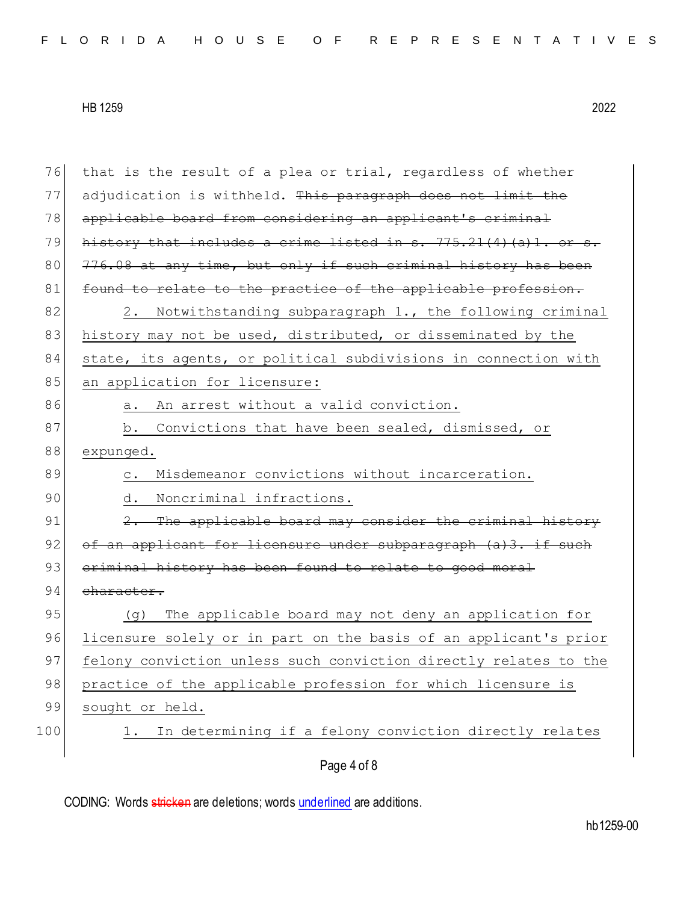that is the result of a plea or trial, regardless of whether adjudication is withheld. ~~This paragraph does not limit the applicable board from considering an applicant's criminal history that includes a crime listed in s. 775.21(4)(a)1. or s. 776.08 at any time, but only if such criminal history has been found to relate to the practice of the applicable profession.~~

<u>2. Notwithstanding subparagraph 1., the following criminal history may not be used, distributed, or disseminated by the state, its agents, or political subdivisions in connection with an application for licensure:</u>

<u>a. An arrest without a valid conviction.</u>

<u>b. Convictions that have been sealed, dismissed, or expunged.</u>

<u>c. Misdemeanor convictions without incarceration.</u>

<u>d. Noncriminal infractions.</u>

~~2. The applicable board may consider the criminal history of an applicant for licensure under subparagraph (a)3. if such criminal history has been found to relate to good moral character.~~

<u>(g) The applicable board may not deny an application for licensure solely or in part on the basis of an applicant's prior felony conviction unless such conviction directly relates to the practice of the applicable profession for which licensure is sought or held.</u>

<u>1. In determining if a felony conviction directly relates</u>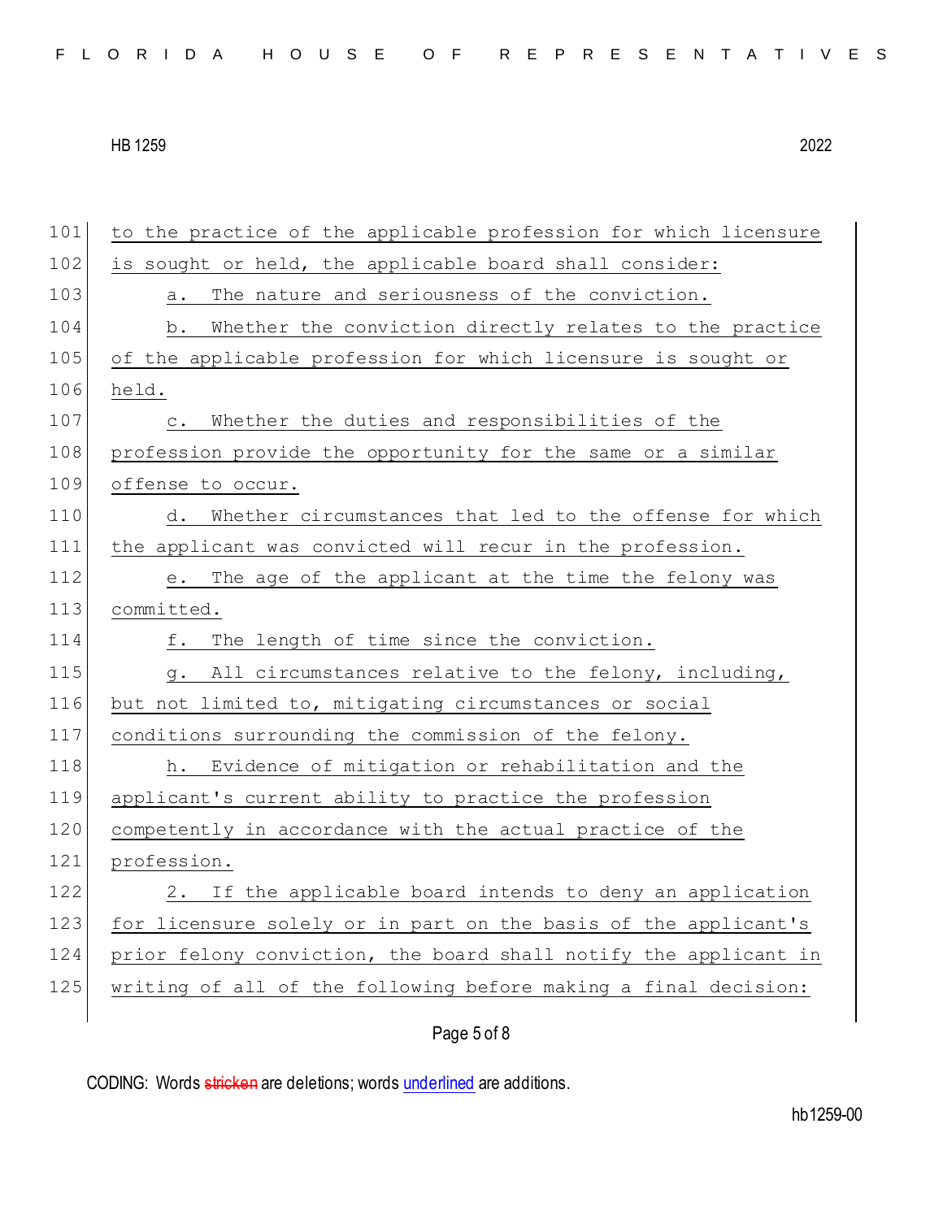to the practice of the applicable profession for which licensure is sought or held, the applicable board shall consider:

a. The nature and seriousness of the conviction.

b. Whether the conviction directly relates to the practice of the applicable profession for which licensure is sought or held.

c. Whether the duties and responsibilities of the profession provide the opportunity for the same or a similar offense to occur.

d. Whether circumstances that led to the offense for which the applicant was convicted will recur in the profession.

e. The age of the applicant at the time the felony was committed.

f. The length of time since the conviction.

g. All circumstances relative to the felony, including, but not limited to, mitigating circumstances or social conditions surrounding the commission of the felony.

h. Evidence of mitigation or rehabilitation and the applicant's current ability to practice the profession competently in accordance with the actual practice of the profession.

2. If the applicable board intends to deny an application for licensure solely or in part on the basis of the applicant's prior felony conviction, the board shall notify the applicant in writing of all of the following before making a final decision: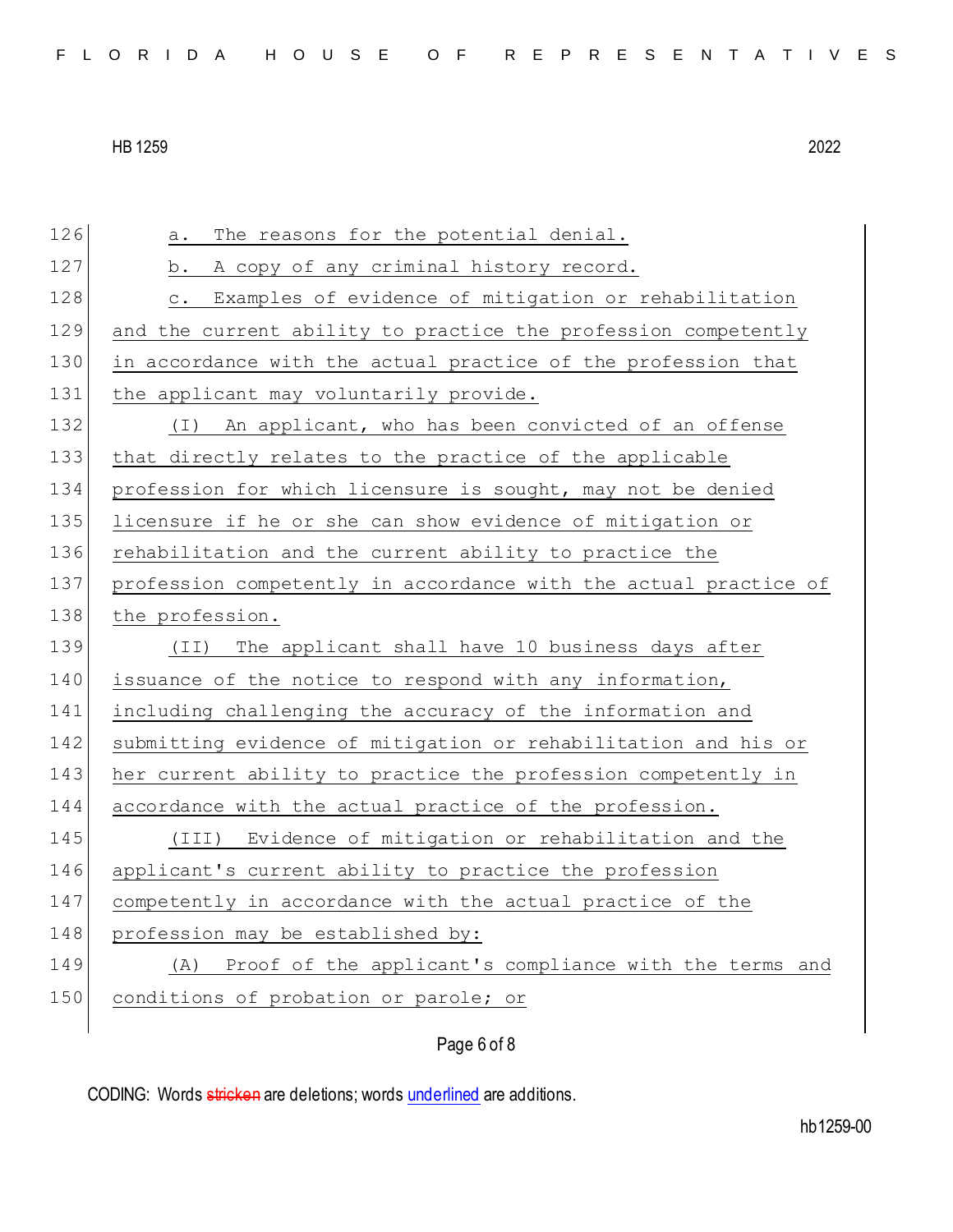a. The reasons for the potential denial.

b. A copy of any criminal history record.

c. Examples of evidence of mitigation or rehabilitation and the current ability to practice the profession competently in accordance with the actual practice of the profession that the applicant may voluntarily provide.

(I) An applicant, who has been convicted of an offense that directly relates to the practice of the applicable profession for which licensure is sought, may not be denied licensure if he or she can show evidence of mitigation or rehabilitation and the current ability to practice the profession competently in accordance with the actual practice of the profession.

(II) The applicant shall have 10 business days after issuance of the notice to respond with any information, including challenging the accuracy of the information and submitting evidence of mitigation or rehabilitation and his or her current ability to practice the profession competently in accordance with the actual practice of the profession.

(III) Evidence of mitigation or rehabilitation and the applicant's current ability to practice the profession competently in accordance with the actual practice of the profession may be established by:

(A) Proof of the applicant's compliance with the terms and conditions of probation or parole; or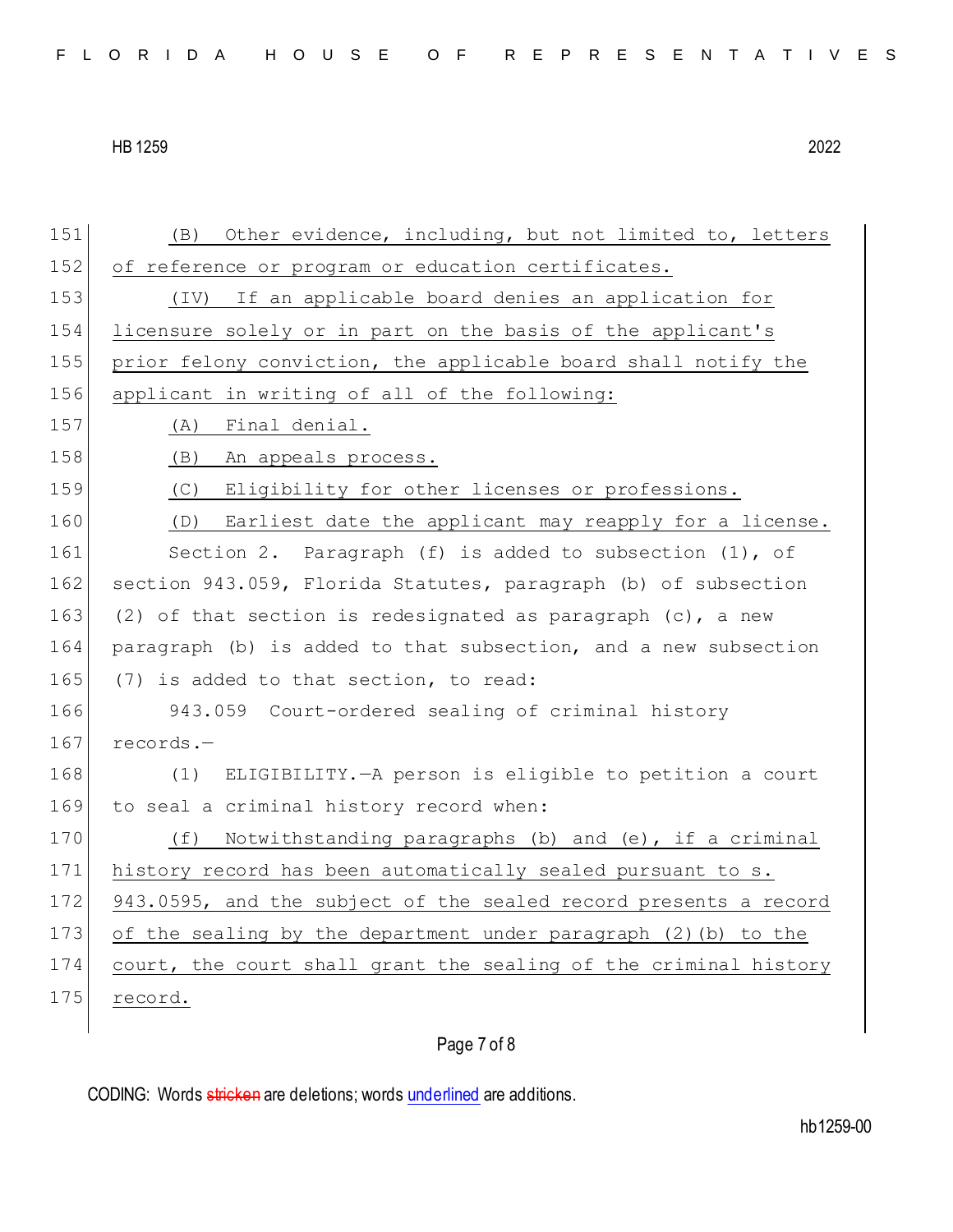(B) Other evidence, including, but not limited to, letters of reference or program or education certificates.

(IV) If an applicable board denies an application for licensure solely or in part on the basis of the applicant's prior felony conviction, the applicable board shall notify the applicant in writing of all of the following:

(A) Final denial.

(B) An appeals process.

(C) Eligibility for other licenses or professions.

(D) Earliest date the applicant may reapply for a license.

Section 2. Paragraph (f) is added to subsection (1), of section 943.059, Florida Statutes, paragraph (b) of subsection (2) of that section is redesignated as paragraph (c), a new paragraph (b) is added to that subsection, and a new subsection (7) is added to that section, to read:

943.059 Court-ordered sealing of criminal history records.—

(1) ELIGIBILITY.—A person is eligible to petition a court to seal a criminal history record when:

(f) Notwithstanding paragraphs (b) and (e), if a criminal history record has been automatically sealed pursuant to s. 943.0595, and the subject of the sealed record presents a record of the sealing by the department under paragraph (2)(b) to the court, the court shall grant the sealing of the criminal history record.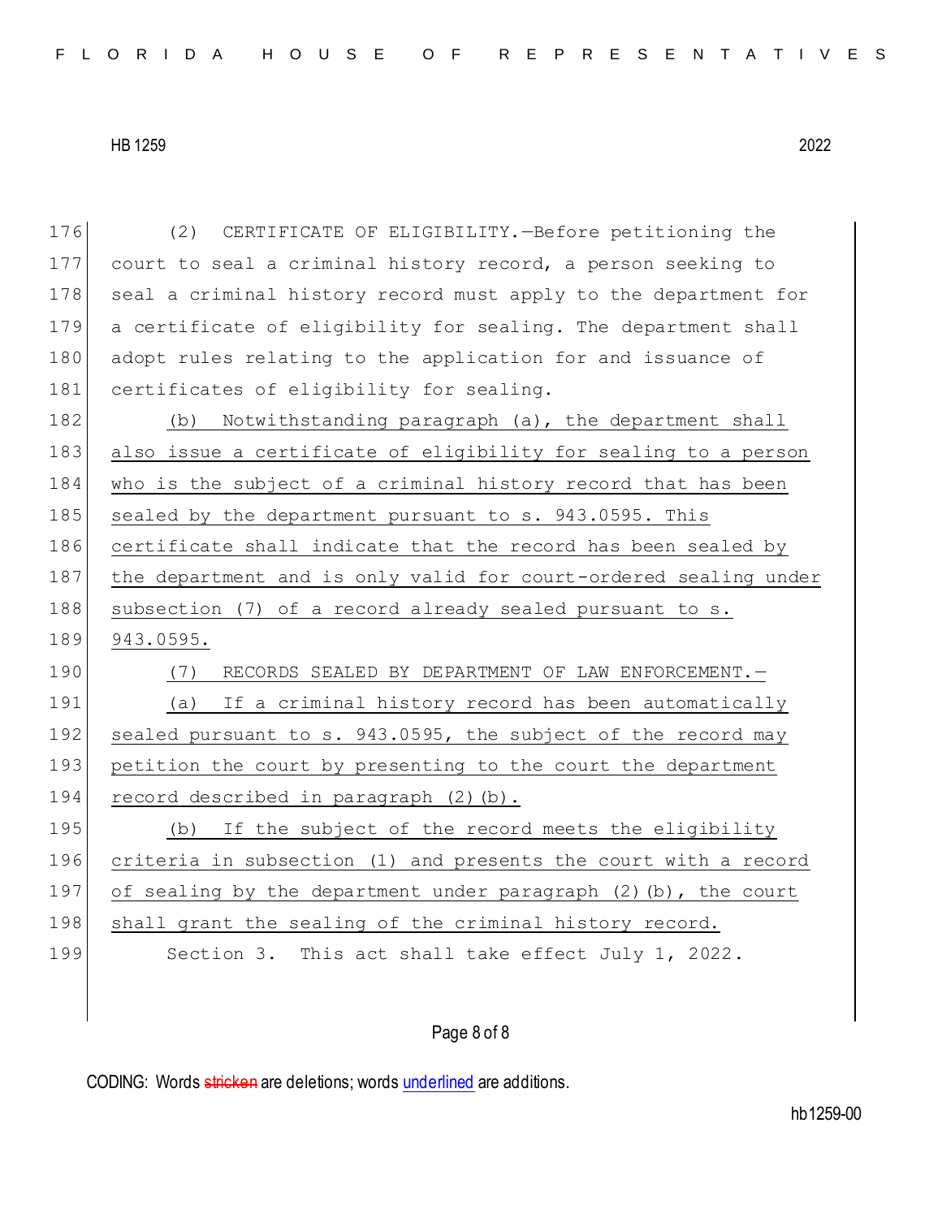176 (2) CERTIFICATE OF ELIGIBILITY.—Before petitioning the
177 court to seal a criminal history record, a person seeking to
178 seal a criminal history record must apply to the department for
179 a certificate of eligibility for sealing. The department shall
180 adopt rules relating to the application for and issuance of
181 certificates of eligibility for sealing.

182 (b) Notwithstanding paragraph (a), the department shall
183 also issue a certificate of eligibility for sealing to a person
184 who is the subject of a criminal history record that has been
185 sealed by the department pursuant to s. 943.0595. This
186 certificate shall indicate that the record has been sealed by
187 the department and is only valid for court-ordered sealing under
188 subsection (7) of a record already sealed pursuant to s.
189 943.0595.

190 (7) RECORDS SEALED BY DEPARTMENT OF LAW ENFORCEMENT.—

191 (a) If a criminal history record has been automatically
192 sealed pursuant to s. 943.0595, the subject of the record may
193 petition the court by presenting to the court the department
194 record described in paragraph (2)(b).

195 (b) If the subject of the record meets the eligibility
196 criteria in subsection (1) and presents the court with a record
197 of sealing by the department under paragraph (2)(b), the court
198 shall grant the sealing of the criminal history record.

199 Section 3. This act shall take effect July 1, 2022.

CODING: Words stricken are deletions; words underlined are additions.